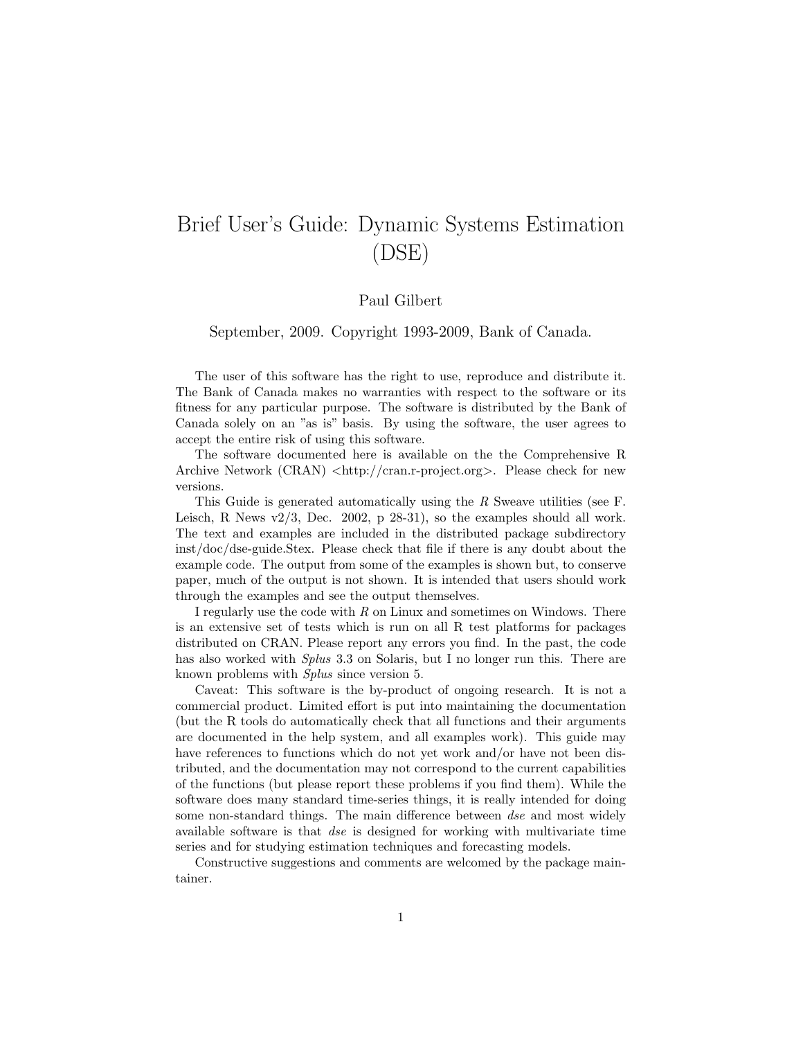# Brief User's Guide: Dynamic Systems Estimation (DSE)

Paul Gilbert

September, 2009. Copyright 1993-2009, Bank of Canada.

The user of this software has the right to use, reproduce and distribute it. The Bank of Canada makes no warranties with respect to the software or its fitness for any particular purpose. The software is distributed by the Bank of Canada solely on an "as is" basis. By using the software, the user agrees to accept the entire risk of using this software.

The software documented here is available on the the Comprehensive R Archive Network (CRAN) <http://cran.r-project.org>. Please check for new versions.

This Guide is generated automatically using the *R* Sweave utilities (see F. Leisch, R News v2/3, Dec. 2002, p 28-31), so the examples should all work. The text and examples are included in the distributed package subdirectory inst/doc/dse-guide.Stex. Please check that file if there is any doubt about the example code. The output from some of the examples is shown but, to conserve paper, much of the output is not shown. It is intended that users should work through the examples and see the output themselves.

I regularly use the code with *R* on Linux and sometimes on Windows. There is an extensive set of tests which is run on all R test platforms for packages distributed on CRAN. Please report any errors you find. In the past, the code has also worked with *Splus* 3.3 on Solaris, but I no longer run this. There are known problems with *Splus* since version 5.

Caveat: This software is the by-product of ongoing research. It is not a commercial product. Limited effort is put into maintaining the documentation (but the R tools do automatically check that all functions and their arguments are documented in the help system, and all examples work). This guide may have references to functions which do not yet work and/or have not been distributed, and the documentation may not correspond to the current capabilities of the functions (but please report these problems if you find them). While the software does many standard time-series things, it is really intended for doing some non-standard things. The main difference between *dse* and most widely available software is that *dse* is designed for working with multivariate time series and for studying estimation techniques and forecasting models.

Constructive suggestions and comments are welcomed by the package maintainer.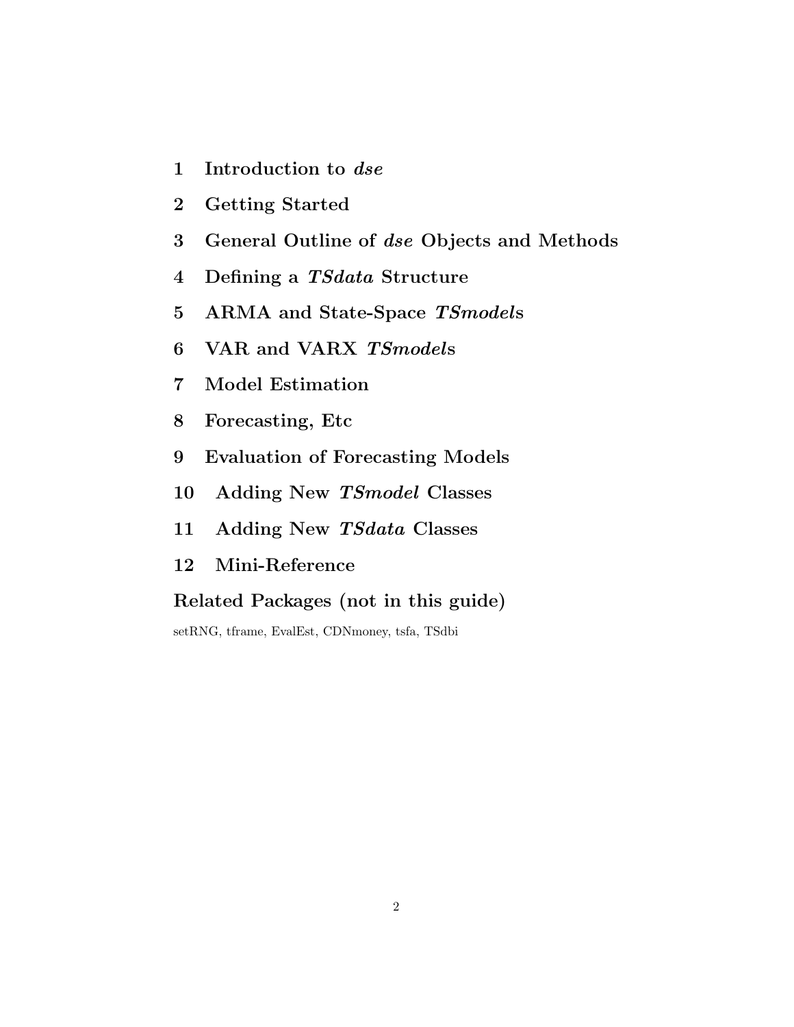1 Introduction to *dse*

2 Getting Started

3 General Outline of *dse* Objects and Methods

4 Defining a *TSdata* Structure

5 ARMA and State-Space *TSmodel*s

6 VAR and VARX *TSmodel*s

7 Model Estimation

8 Forecasting, Etc

9 Evaluation of Forecasting Models

10 Adding New *TSmodel* Classes

11 Adding New *TSdata* Classes

12 Mini-Reference

**Related Packages (not in this guide)**

setRNG, tframe, EvalEst, CDNmoney, tsfa, TSdbi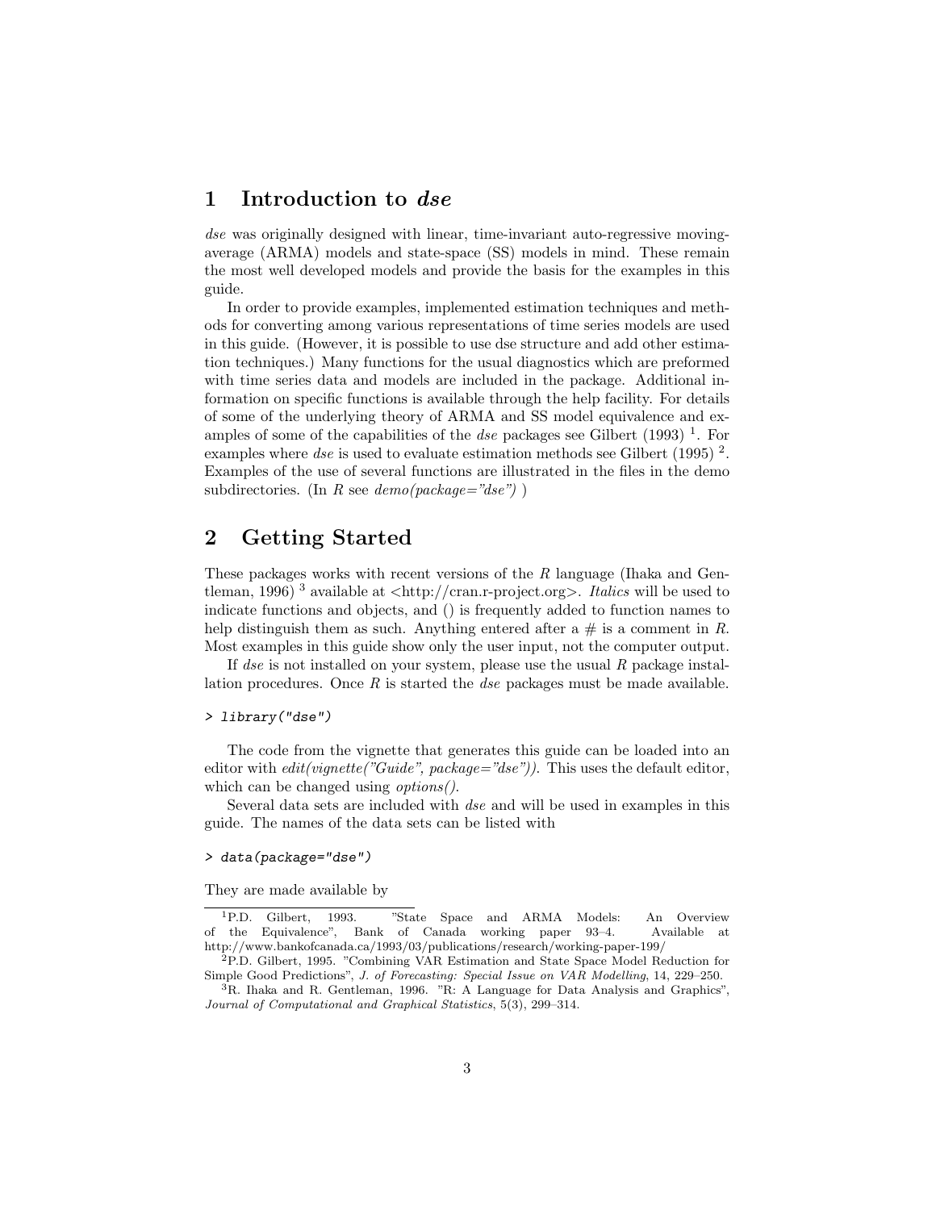# 1 Introduction to *dse*

*dse* was originally designed with linear, time-invariant auto-regressive moving-average (ARMA) models and state-space (SS) models in mind. These remain the most well developed models and provide the basis for the examples in this guide.

In order to provide examples, implemented estimation techniques and methods for converting among various representations of time series models are used in this guide. (However, it is possible to use dse structure and add other estimation techniques.) Many functions for the usual diagnostics which are preformed with time series data and models are included in the package. Additional information on specific functions is available through the help facility. For details of some of the underlying theory of ARMA and SS model equivalence and examples of some of the capabilities of the *dse* packages see Gilbert (1993) [1]. For examples where *dse* is used to evaluate estimation methods see Gilbert (1995) [2]. Examples of the use of several functions are illustrated in the files in the demo subdirectories. (In *R* see *demo(package="dse")* )

# 2 Getting Started

These packages works with recent versions of the *R* language (Ihaka and Gentleman, 1996) [3] available at <http://cran.r-project.org>. *Italics* will be used to indicate functions and objects, and () is frequently added to function names to help distinguish them as such. Anything entered after a # is a comment in *R*. Most examples in this guide show only the user input, not the computer output.

If *dse* is not installed on your system, please use the usual *R* package installation procedures. Once *R* is started the *dse* packages must be made available.

```
> library("dse")
```

The code from the vignette that generates this guide can be loaded into an editor with *edit(vignette("Guide", package="dse"))*. This uses the default editor, which can be changed using *options()*.

Several data sets are included with *dse* and will be used in examples in this guide. The names of the data sets can be listed with

```
> data(package="dse")
```

They are made available by

---

[1] P.D. Gilbert, 1993. "State Space and ARMA Models: An Overview of the Equivalence", Bank of Canada working paper 93–4. Available at http://www.bankofcanada.ca/1993/03/publications/research/working-paper-199/

[2] P.D. Gilbert, 1995. "Combining VAR Estimation and State Space Model Reduction for Simple Good Predictions", *J. of Forecasting: Special Issue on VAR Modelling*, 14, 229–250.

[3] R. Ihaka and R. Gentleman, 1996. "R: A Language for Data Analysis and Graphics", *Journal of Computational and Graphical Statistics*, 5(3), 299–314.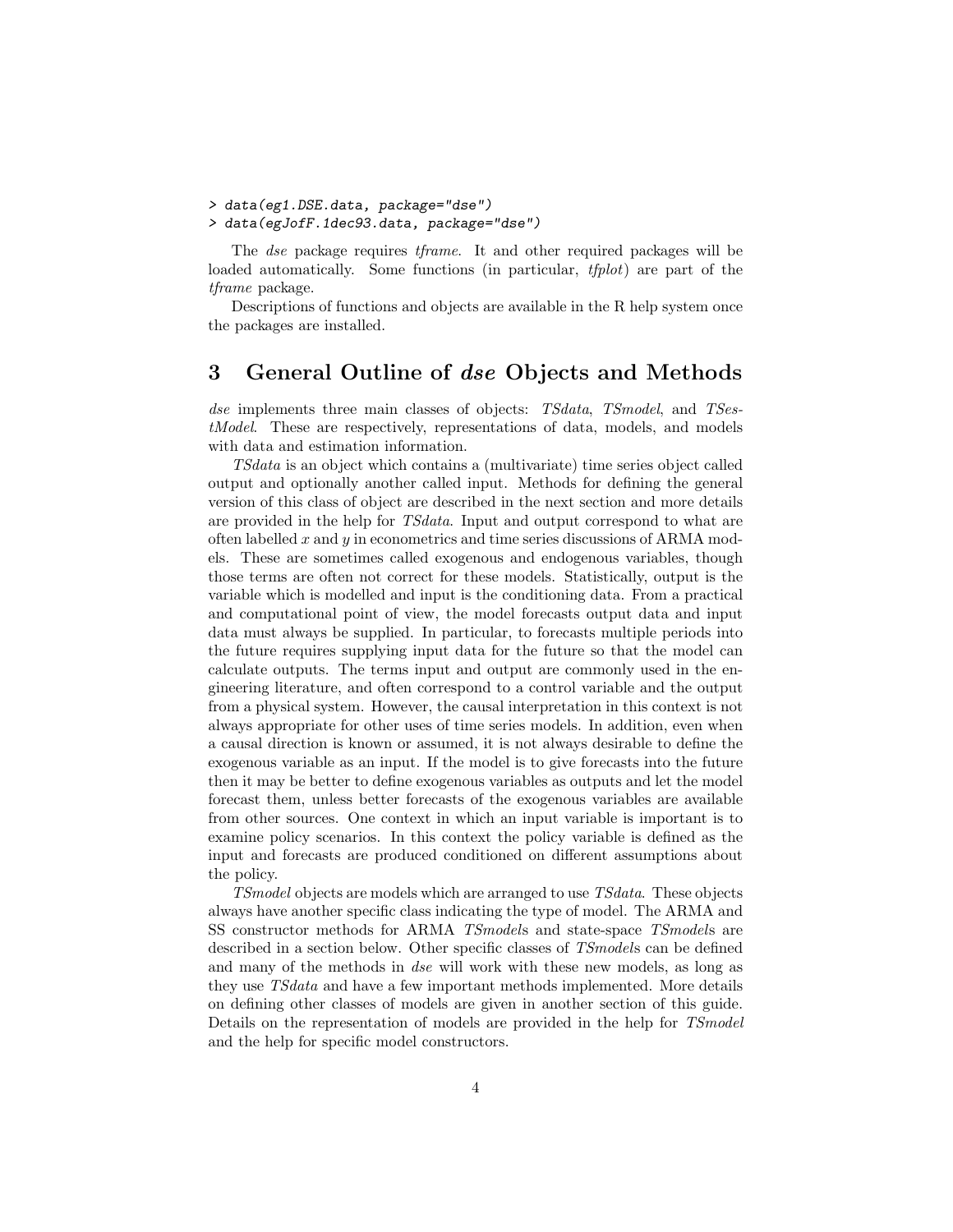```
> data(eg1.DSE.data, package="dse")
> data(egJofF.1dec93.data, package="dse")
```

The *dse* package requires *tframe*. It and other required packages will be loaded automatically. Some functions (in particular, *tfplot*) are part of the *tframe* package.

Descriptions of functions and objects are available in the R help system once the packages are installed.

## 3 General Outline of *dse* Objects and Methods

*dse* implements three main classes of objects: *TSdata*, *TSmodel*, and *TSestModel*. These are respectively, representations of data, models, and models with data and estimation information.

*TSdata* is an object which contains a (multivariate) time series object called output and optionally another called input. Methods for defining the general version of this class of object are described in the next section and more details are provided in the help for *TSdata*. Input and output correspond to what are often labelled $x$ and $y$ in econometrics and time series discussions of ARMA models. These are sometimes called exogenous and endogenous variables, though those terms are often not correct for these models. Statistically, output is the variable which is modelled and input is the conditioning data. From a practical and computational point of view, the model forecasts output data and input data must always be supplied. In particular, to forecasts multiple periods into the future requires supplying input data for the future so that the model can calculate outputs. The terms input and output are commonly used in the engineering literature, and often correspond to a control variable and the output from a physical system. However, the causal interpretation in this context is not always appropriate for other uses of time series models. In addition, even when a causal direction is known or assumed, it is not always desirable to define the exogenous variable as an input. If the model is to give forecasts into the future then it may be better to define exogenous variables as outputs and let the model forecast them, unless better forecasts of the exogenous variables are available from other sources. One context in which an input variable is important is to examine policy scenarios. In this context the policy variable is defined as the input and forecasts are produced conditioned on different assumptions about the policy.

*TSmodel* objects are models which are arranged to use *TSdata*. These objects always have another specific class indicating the type of model. The ARMA and SS constructor methods for ARMA *TSmodel*s and state-space *TSmodel*s are described in a section below. Other specific classes of *TSmodel*s can be defined and many of the methods in *dse* will work with these new models, as long as they use *TSdata* and have a few important methods implemented. More details on defining other classes of models are given in another section of this guide. Details on the representation of models are provided in the help for *TSmodel* and the help for specific model constructors.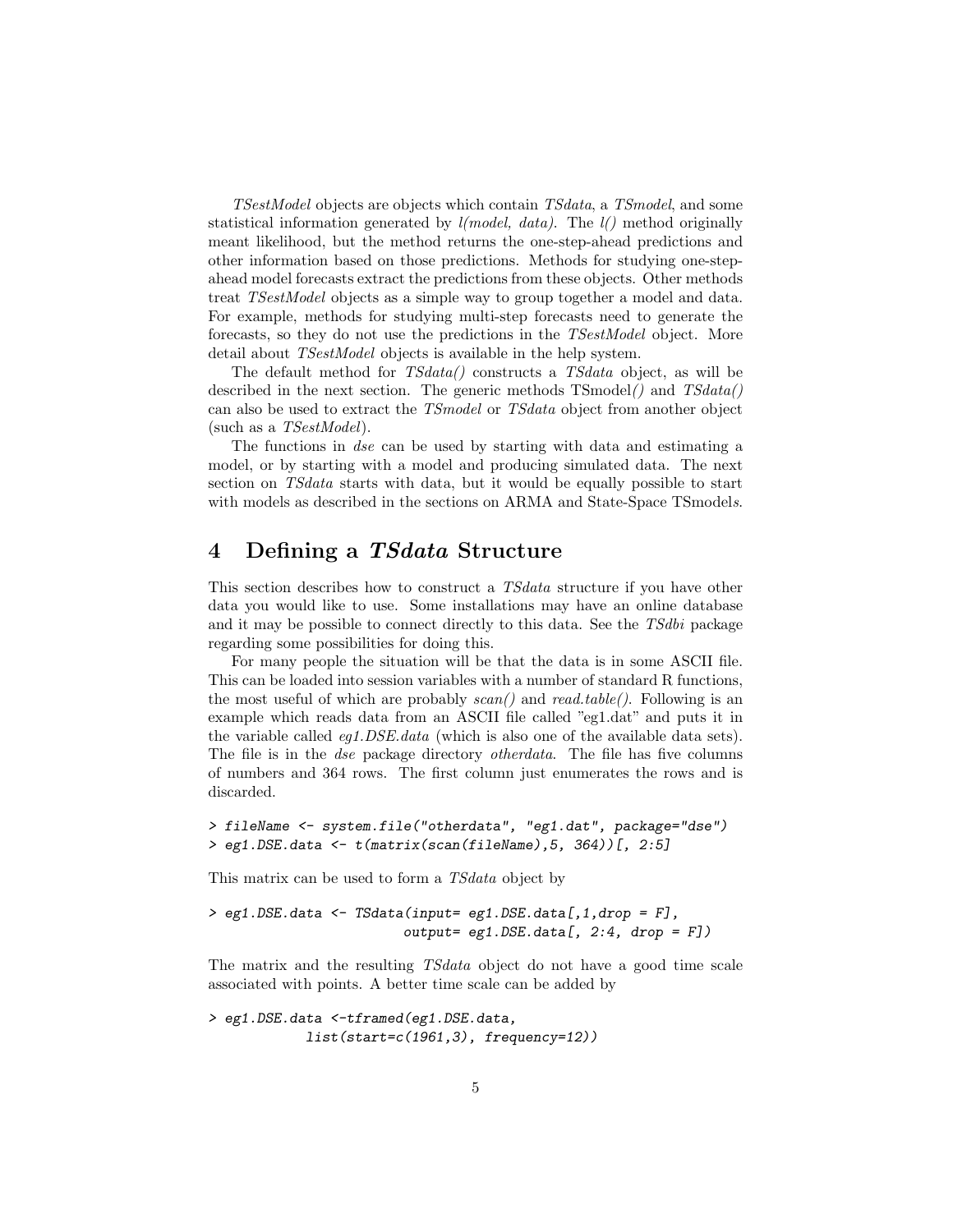*TSestModel* objects are objects which contain *TSdata*, a *TSmodel*, and some statistical information generated by *l(model, data)*. The *l()* method originally meant likelihood, but the method returns the one-step-ahead predictions and other information based on those predictions. Methods for studying one-step-ahead model forecasts extract the predictions from these objects. Other methods treat *TSestModel* objects as a simple way to group together a model and data. For example, methods for studying multi-step forecasts need to generate the forecasts, so they do not use the predictions in the *TSestModel* object. More detail about *TSestModel* objects is available in the help system.

The default method for *TSdata()* constructs a *TSdata* object, as will be described in the next section. The generic methods TSmodel*()* and *TSdata()* can also be used to extract the *TSmodel* or *TSdata* object from another object (such as a *TSestModel*).

The functions in *dse* can be used by starting with data and estimating a model, or by starting with a model and producing simulated data. The next section on *TSdata* starts with data, but it would be equally possible to start with models as described in the sections on ARMA and State-Space TSmodel*s*.

## 4 Defining a *TSdata* Structure

This section describes how to construct a *TSdata* structure if you have other data you would like to use. Some installations may have an online database and it may be possible to connect directly to this data. See the *TSdbi* package regarding some possibilities for doing this.

For many people the situation will be that the data is in some ASCII file. This can be loaded into session variables with a number of standard R functions, the most useful of which are probably *scan()* and *read.table()*. Following is an example which reads data from an ASCII file called "eg1.dat" and puts it in the variable called *eg1.DSE.data* (which is also one of the available data sets). The file is in the *dse* package directory *otherdata*. The file has five columns of numbers and 364 rows. The first column just enumerates the rows and is discarded.

```
> fileName <- system.file("otherdata", "eg1.dat", package="dse")
> eg1.DSE.data <- t(matrix(scan(fileName),5, 364))[, 2:5]
```

This matrix can be used to form a *TSdata* object by

```
> eg1.DSE.data <- TSdata(input= eg1.DSE.data[,1,drop = F],
                         output= eg1.DSE.data[, 2:4, drop = F])
```

The matrix and the resulting *TSdata* object do not have a good time scale associated with points. A better time scale can be added by

```
> eg1.DSE.data <-tframed(eg1.DSE.data,
            list(start=c(1961,3), frequency=12))
```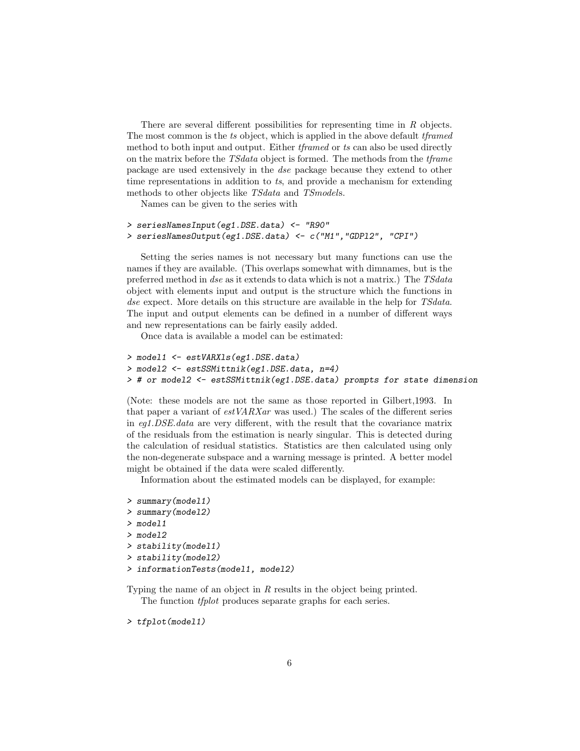There are several different possibilities for representing time in *R* objects. The most common is the *ts* object, which is applied in the above default *tframed* method to both input and output. Either *tframed* or *ts* can also be used directly on the matrix before the *TSdata* object is formed. The methods from the *tframe* package are used extensively in the *dse* package because they extend to other time representations in addition to *ts*, and provide a mechanism for extending methods to other objects like *TSdata* and *TSmodel*s.

Names can be given to the series with

```
> seriesNamesInput(eg1.DSE.data) <- "R90"
> seriesNamesOutput(eg1.DSE.data) <- c("M1","GDPl2", "CPI")
```

Setting the series names is not necessary but many functions can use the names if they are available. (This overlaps somewhat with dimnames, but is the preferred method in *dse* as it extends to data which is not a matrix.) The *TSdata* object with elements input and output is the structure which the functions in *dse* expect. More details on this structure are available in the help for *TSdata*. The input and output elements can be defined in a number of different ways and new representations can be fairly easily added.

Once data is available a model can be estimated:

```
> model1 <- estVARXls(eg1.DSE.data)
> model2 <- estSSMittnik(eg1.DSE.data, n=4)
> # or model2 <- estSSMittnik(eg1.DSE.data) prompts for state dimension
```

(Note: these models are not the same as those reported in Gilbert,1993. In that paper a variant of *estVARXar* was used.) The scales of the different series in *eg1.DSE.data* are very different, with the result that the covariance matrix of the residuals from the estimation is nearly singular. This is detected during the calculation of residual statistics. Statistics are then calculated using only the non-degenerate subspace and a warning message is printed. A better model might be obtained if the data were scaled differently.

Information about the estimated models can be displayed, for example:

```
> summary(model1)
> summary(model2)
> model1
> model2
> stability(model1)
> stability(model2)
> informationTests(model1, model2)
```

Typing the name of an object in *R* results in the object being printed.

The function *tfplot* produces separate graphs for each series.

```
> tfplot(model1)
```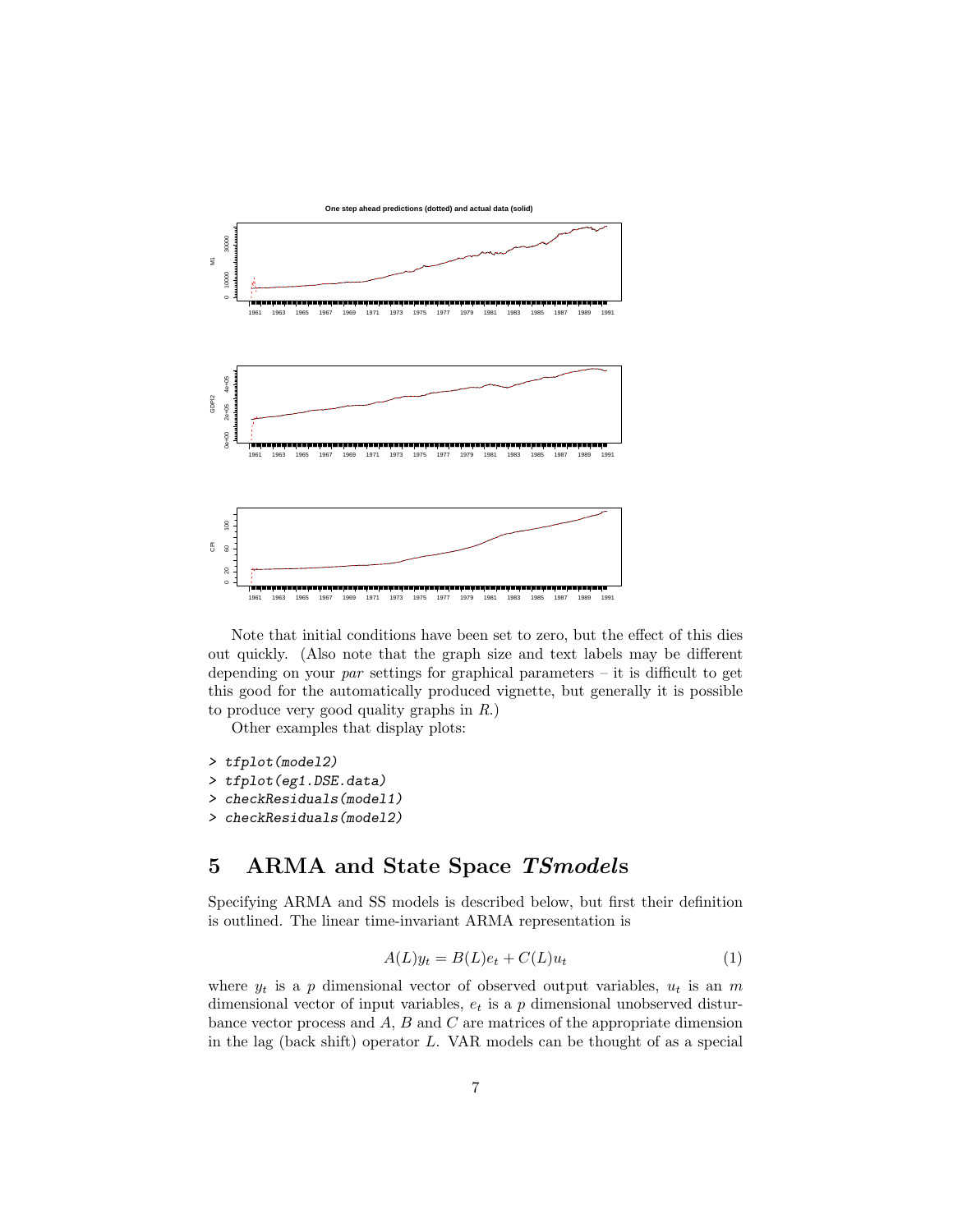Note that initial conditions have been set to zero, but the effect of this dies out quickly. (Also note that the graph size and text labels may be different depending on your *par* settings for graphical parameters – it is difficult to get this good for the automatically produced vignette, but generally it is possible to produce very good quality graphs in *R*.)

Other examples that display plots:

```
> tfplot(model2)
> tfplot(eg1.DSE.data)
> checkResiduals(model1)
> checkResiduals(model2)
```

## 5 ARMA and State Space *TSmodel*s

Specifying ARMA and SS models is described below, but first their definition is outlined. The linear time-invariant ARMA representation is

$$A(L)y_t = B(L)e_t + C(L)u_t \qquad (1)$$

where $y_t$ is a $p$ dimensional vector of observed output variables, $u_t$ is an $m$ dimensional vector of input variables, $e_t$ is a $p$ dimensional unobserved disturbance vector process and $A$, $B$ and $C$ are matrices of the appropriate dimension in the lag (back shift) operator $L$. VAR models can be thought of as a special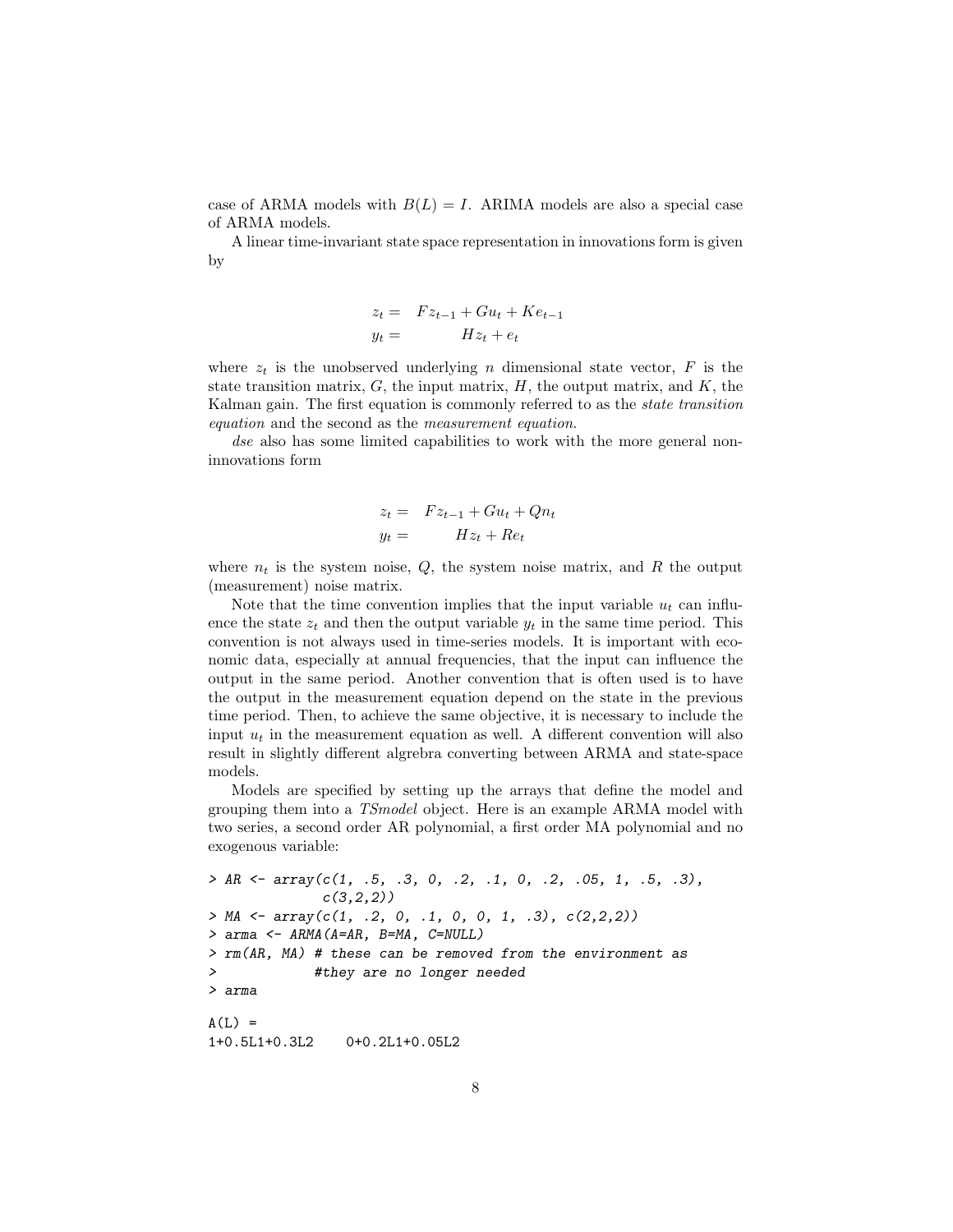case of ARMA models with $B(L) = I$. ARIMA models are also a special case of ARMA models.

A linear time-invariant state space representation in innovations form is given by

$$
\begin{aligned}
z_t &= Fz_{t-1} + Gu_t + Ke_{t-1} \\
y_t &= Hz_t + e_t
\end{aligned}
$$

where $z_t$ is the unobserved underlying $n$ dimensional state vector, $F$ is the state transition matrix, $G$, the input matrix, $H$, the output matrix, and $K$, the Kalman gain. The first equation is commonly referred to as the *state transition equation* and the second as the *measurement equation*.

*dse* also has some limited capabilities to work with the more general non-innovations form

$$
\begin{aligned}
z_t &= Fz_{t-1} + Gu_t + Qn_t \\
y_t &= Hz_t + Re_t
\end{aligned}
$$

where $n_t$ is the system noise, $Q$, the system noise matrix, and $R$ the output (measurement) noise matrix.

Note that the time convention implies that the input variable $u_t$ can influence the state $z_t$ and then the output variable $y_t$ in the same time period. This convention is not always used in time-series models. It is important with economic data, especially at annual frequencies, that the input can influence the output in the same period. Another convention that is often used is to have the output in the measurement equation depend on the state in the previous time period. Then, to achieve the same objective, it is necessary to include the input $u_t$ in the measurement equation as well. A different convention will also result in slightly different algrebra converting between ARMA and state-space models.

Models are specified by setting up the arrays that define the model and grouping them into a *TSmodel* object. Here is an example ARMA model with two series, a second order AR polynomial, a first order MA polynomial and no exogenous variable:

```
> AR <- array(c(1, .5, .3, 0, .2, .1, 0, .2, .05, 1, .5, .3),
             c(3,2,2))
> MA <- array(c(1, .2, 0, .1, 0, 0, 1, .3), c(2,2,2))
> arma <- ARMA(A=AR, B=MA, C=NULL)
> rm(AR, MA) # these can be removed from the environment as
>            #they are no longer needed
> arma

A(L) =
1+0.5L1+0.3L2    0+0.2L1+0.05L2
```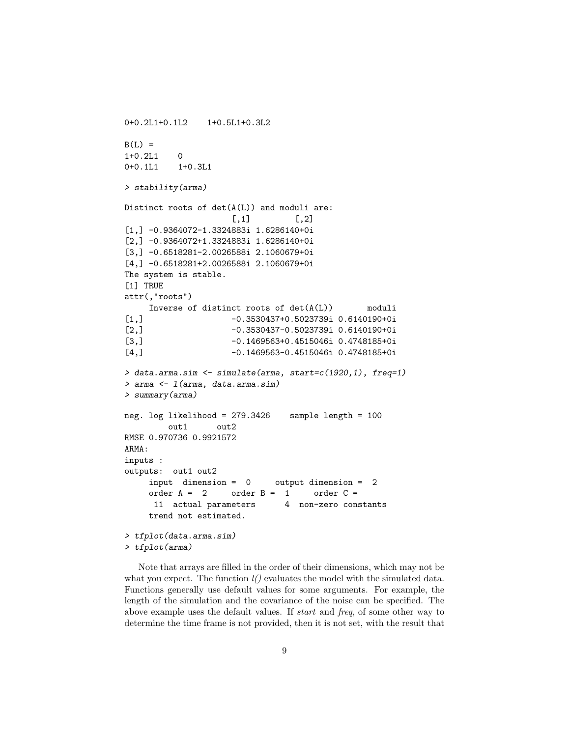```
0+0.2L1+0.1L2    1+0.5L1+0.3L2

B(L) =
1+0.2L1    0
0+0.1L1    1+0.3L1

> stability(arma)

Distinct roots of det(A(L)) and moduli are:
                      [,1]         [,2]
[1,] -0.9364072-1.3324883i 1.6286140+0i
[2,] -0.9364072+1.3324883i 1.6286140+0i
[3,] -0.6518281-2.0026588i 2.1060679+0i
[4,] -0.6518281+2.0026588i 2.1060679+0i
The system is stable.
[1] TRUE
attr(,"roots")
     Inverse of distinct roots of det(A(L))       moduli
[1,]                 -0.3530437+0.5023739i 0.6140190+0i
[2,]                 -0.3530437-0.5023739i 0.6140190+0i
[3,]                 -0.1469563+0.4515046i 0.4748185+0i
[4,]                 -0.1469563-0.4515046i 0.4748185+0i

> data.arma.sim <- simulate(arma, start=c(1920,1), freq=1)
> arma <- l(arma, data.arma.sim)
> summary(arma)

neg. log likelihood = 279.3426    sample length = 100
        out1      out2
RMSE 0.970736 0.9921572
ARMA:
inputs :
outputs:  out1 out2
     input  dimension =  0     output dimension =  2
     order A =  2     order B =  1     order C =
      11  actual parameters      4  non-zero constants
     trend not estimated.

> tfplot(data.arma.sim)
> tfplot(arma)
```

Note that arrays are filled in the order of their dimensions, which may not be what you expect. The function *l()* evaluates the model with the simulated data. Functions generally use default values for some arguments. For example, the length of the simulation and the covariance of the noise can be specified. The above example uses the default values. If *start* and *freq*, of some other way to determine the time frame is not provided, then it is not set, with the result that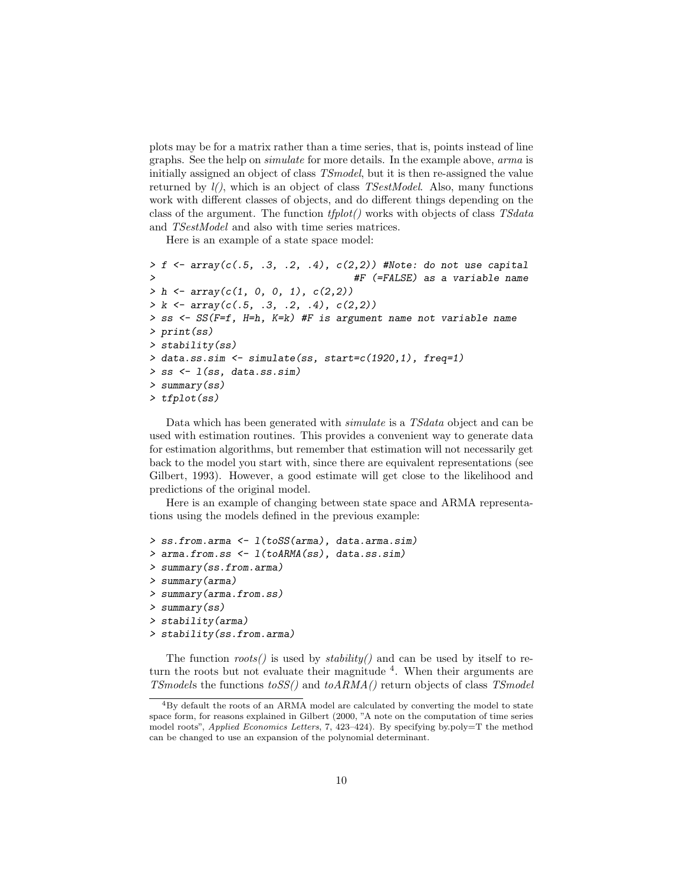plots may be for a matrix rather than a time series, that is, points instead of line graphs. See the help on *simulate* for more details. In the example above, *arma* is initially assigned an object of class *TSmodel*, but it is then re-assigned the value returned by *l()*, which is an object of class *TSestModel*. Also, many functions work with different classes of objects, and do different things depending on the class of the argument. The function *tfplot()* works with objects of class *TSdata* and *TSestModel* and also with time series matrices.

Here is an example of a state space model:

```
> f <- array(c(.5, .3, .2, .4), c(2,2)) #Note: do not use capital
>                                        #F (=FALSE) as a variable name
> h <- array(c(1, 0, 0, 1), c(2,2))
> k <- array(c(.5, .3, .2, .4), c(2,2))
> ss <- SS(F=f, H=h, K=k) #F is argument name not variable name
> print(ss)
> stability(ss)
> data.ss.sim <- simulate(ss, start=c(1920,1), freq=1)
> ss <- l(ss, data.ss.sim)
> summary(ss)
> tfplot(ss)
```

Data which has been generated with *simulate* is a *TSdata* object and can be used with estimation routines. This provides a convenient way to generate data for estimation algorithms, but remember that estimation will not necessarily get back to the model you start with, since there are equivalent representations (see Gilbert, 1993). However, a good estimate will get close to the likelihood and predictions of the original model.

Here is an example of changing between state space and ARMA representations using the models defined in the previous example:

```
> ss.from.arma <- l(toSS(arma), data.arma.sim)
> arma.from.ss <- l(toARMA(ss), data.ss.sim)
> summary(ss.from.arma)
> summary(arma)
> summary(arma.from.ss)
> summary(ss)
> stability(arma)
> stability(ss.from.arma)
```

The function *roots()* is used by *stability()* and can be used by itself to return the roots but not evaluate their magnitude [4]. When their arguments are *TSmodel*s the functions *toSS()* and *toARMA()* return objects of class *TSmodel*

[4] By default the roots of an ARMA model are calculated by converting the model to state space form, for reasons explained in Gilbert (2000, "A note on the computation of time series model roots", *Applied Economics Letters*, 7, 423–424). By specifying by.poly=T the method can be changed to use an expansion of the polynomial determinant.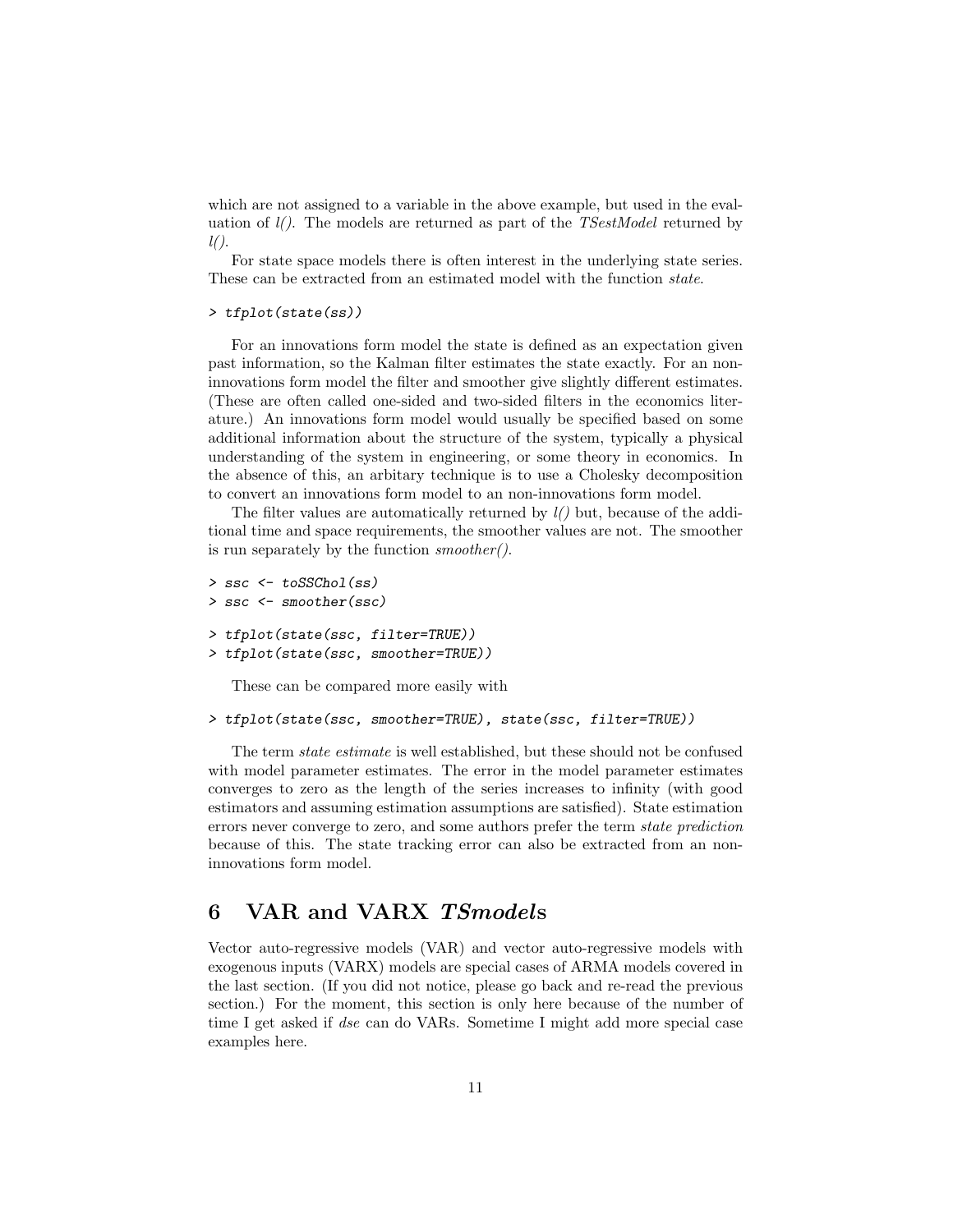which are not assigned to a variable in the above example, but used in the evaluation of *l()*. The models are returned as part of the *TSestModel* returned by *l()*.

For state space models there is often interest in the underlying state series. These can be extracted from an estimated model with the function *state*.

```
> tfplot(state(ss))
```

For an innovations form model the state is defined as an expectation given past information, so the Kalman filter estimates the state exactly. For an non-innovations form model the filter and smoother give slightly different estimates. (These are often called one-sided and two-sided filters in the economics literature.) An innovations form model would usually be specified based on some additional information about the structure of the system, typically a physical understanding of the system in engineering, or some theory in economics. In the absence of this, an arbitary technique is to use a Cholesky decomposition to convert an innovations form model to an non-innovations form model.

The filter values are automatically returned by *l()* but, because of the additional time and space requirements, the smoother values are not. The smoother is run separately by the function *smoother()*.

```
> ssc <- toSSChol(ss)
> ssc <- smoother(ssc)

> tfplot(state(ssc, filter=TRUE))
> tfplot(state(ssc, smoother=TRUE))
```

These can be compared more easily with

```
> tfplot(state(ssc, smoother=TRUE), state(ssc, filter=TRUE))
```

The term *state estimate* is well established, but these should not be confused with model parameter estimates. The error in the model parameter estimates converges to zero as the length of the series increases to infinity (with good estimators and assuming estimation assumptions are satisfied). State estimation errors never converge to zero, and some authors prefer the term *state prediction* because of this. The state tracking error can also be extracted from an non-innovations form model.

# 6 VAR and VARX *TSmodel*s

Vector auto-regressive models (VAR) and vector auto-regressive models with exogenous inputs (VARX) models are special cases of ARMA models covered in the last section. (If you did not notice, please go back and re-read the previous section.) For the moment, this section is only here because of the number of time I get asked if *dse* can do VARs. Sometime I might add more special case examples here.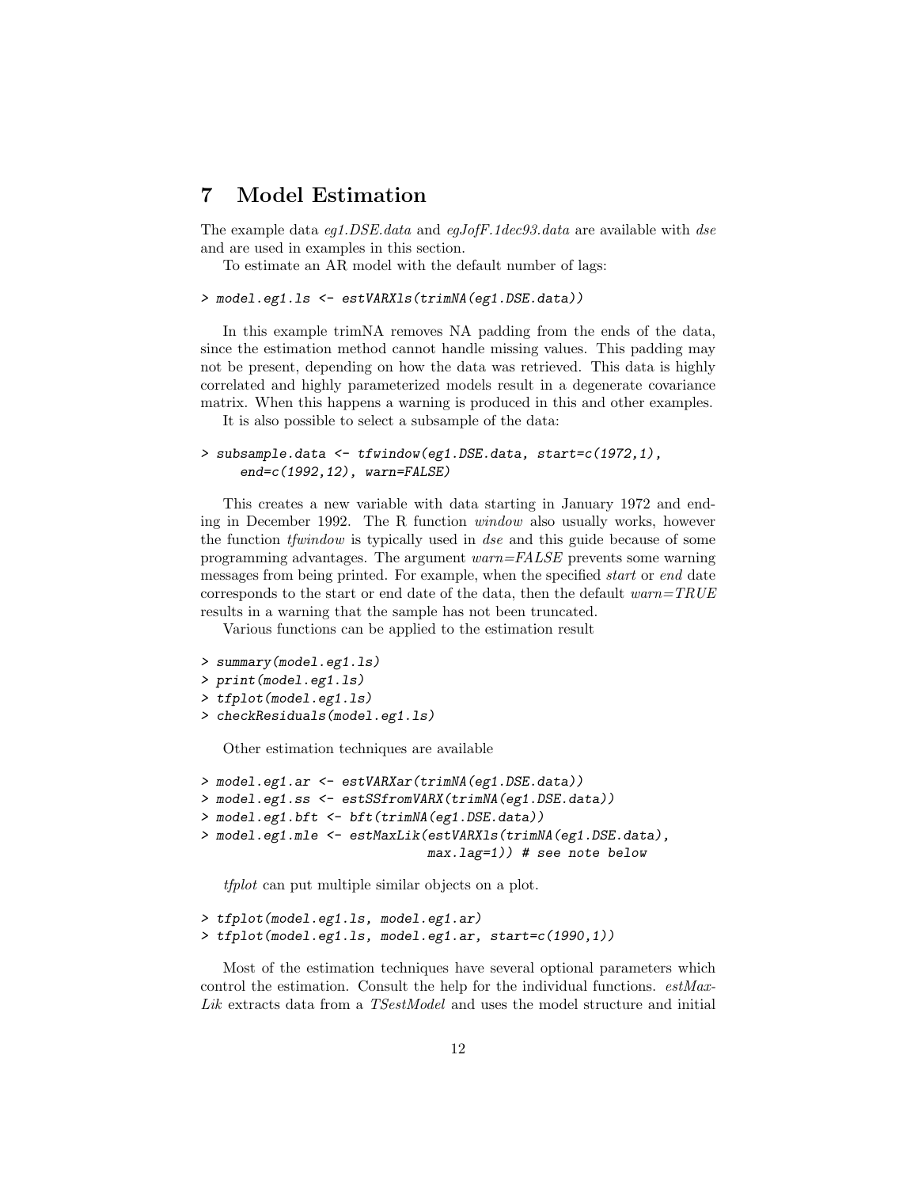# 7 Model Estimation

The example data *eg1.DSE.data* and *egJofF.1dec93.data* are available with *dse* and are used in examples in this section.

To estimate an AR model with the default number of lags:

```
> model.eg1.ls <- estVARXls(trimNA(eg1.DSE.data))
```

In this example trimNA removes NA padding from the ends of the data, since the estimation method cannot handle missing values. This padding may not be present, depending on how the data was retrieved. This data is highly correlated and highly parameterized models result in a degenerate covariance matrix. When this happens a warning is produced in this and other examples.

It is also possible to select a subsample of the data:

```
> subsample.data <- tfwindow(eg1.DSE.data, start=c(1972,1),
     end=c(1992,12), warn=FALSE)
```

This creates a new variable with data starting in January 1972 and ending in December 1992. The R function *window* also usually works, however the function *tfwindow* is typically used in *dse* and this guide because of some programming advantages. The argument *warn=FALSE* prevents some warning messages from being printed. For example, when the specified *start* or *end* date corresponds to the start or end date of the data, then the default *warn=TRUE* results in a warning that the sample has not been truncated.

Various functions can be applied to the estimation result

```
> summary(model.eg1.ls)
> print(model.eg1.ls)
> tfplot(model.eg1.ls)
> checkResiduals(model.eg1.ls)
```

Other estimation techniques are available

```
> model.eg1.ar <- estVARXar(trimNA(eg1.DSE.data))
> model.eg1.ss <- estSSfromVARX(trimNA(eg1.DSE.data))
> model.eg1.bft <- bft(trimNA(eg1.DSE.data))
> model.eg1.mle <- estMaxLik(estVARXls(trimNA(eg1.DSE.data),
                             max.lag=1)) # see note below
```

*tfplot* can put multiple similar objects on a plot.

```
> tfplot(model.eg1.ls, model.eg1.ar)
> tfplot(model.eg1.ls, model.eg1.ar, start=c(1990,1))
```

Most of the estimation techniques have several optional parameters which control the estimation. Consult the help for the individual functions. *estMaxLik* extracts data from a *TSestModel* and uses the model structure and initial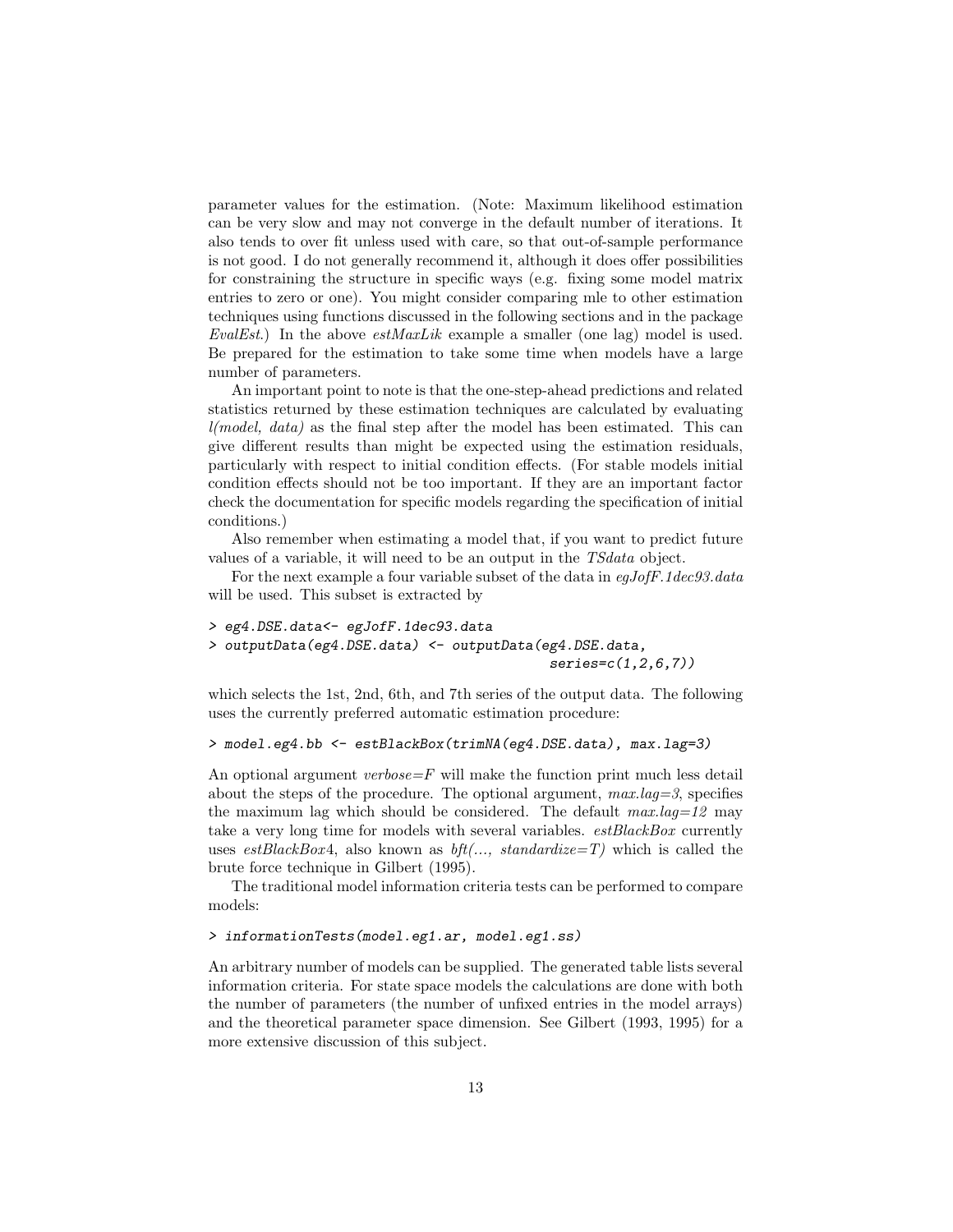parameter values for the estimation. (Note: Maximum likelihood estimation can be very slow and may not converge in the default number of iterations. It also tends to over fit unless used with care, so that out-of-sample performance is not good. I do not generally recommend it, although it does offer possibilities for constraining the structure in specific ways (e.g. fixing some model matrix entries to zero or one). You might consider comparing mle to other estimation techniques using functions discussed in the following sections and in the package *EvalEst*.) In the above *estMaxLik* example a smaller (one lag) model is used. Be prepared for the estimation to take some time when models have a large number of parameters.

An important point to note is that the one-step-ahead predictions and related statistics returned by these estimation techniques are calculated by evaluating *l(model, data)* as the final step after the model has been estimated. This can give different results than might be expected using the estimation residuals, particularly with respect to initial condition effects. (For stable models initial condition effects should not be too important. If they are an important factor check the documentation for specific models regarding the specification of initial conditions.)

Also remember when estimating a model that, if you want to predict future values of a variable, it will need to be an output in the *TSdata* object.

For the next example a four variable subset of the data in *egJofF.1dec93.data* will be used. This subset is extracted by

```
> eg4.DSE.data<- egJofF.1dec93.data
> outputData(eg4.DSE.data) <- outputData(eg4.DSE.data,
                                          series=c(1,2,6,7))
```

which selects the 1st, 2nd, 6th, and 7th series of the output data. The following uses the currently preferred automatic estimation procedure:

```
> model.eg4.bb <- estBlackBox(trimNA(eg4.DSE.data), max.lag=3)
```

An optional argument *verbose=F* will make the function print much less detail about the steps of the procedure. The optional argument, *max.lag=3*, specifies the maximum lag which should be considered. The default *max.lag=12* may take a very long time for models with several variables. *estBlackBox* currently uses *estBlackBox*4, also known as *bft(..., standardize=T)* which is called the brute force technique in Gilbert (1995).

The traditional model information criteria tests can be performed to compare models:

```
> informationTests(model.eg1.ar, model.eg1.ss)
```

An arbitrary number of models can be supplied. The generated table lists several information criteria. For state space models the calculations are done with both the number of parameters (the number of unfixed entries in the model arrays) and the theoretical parameter space dimension. See Gilbert (1993, 1995) for a more extensive discussion of this subject.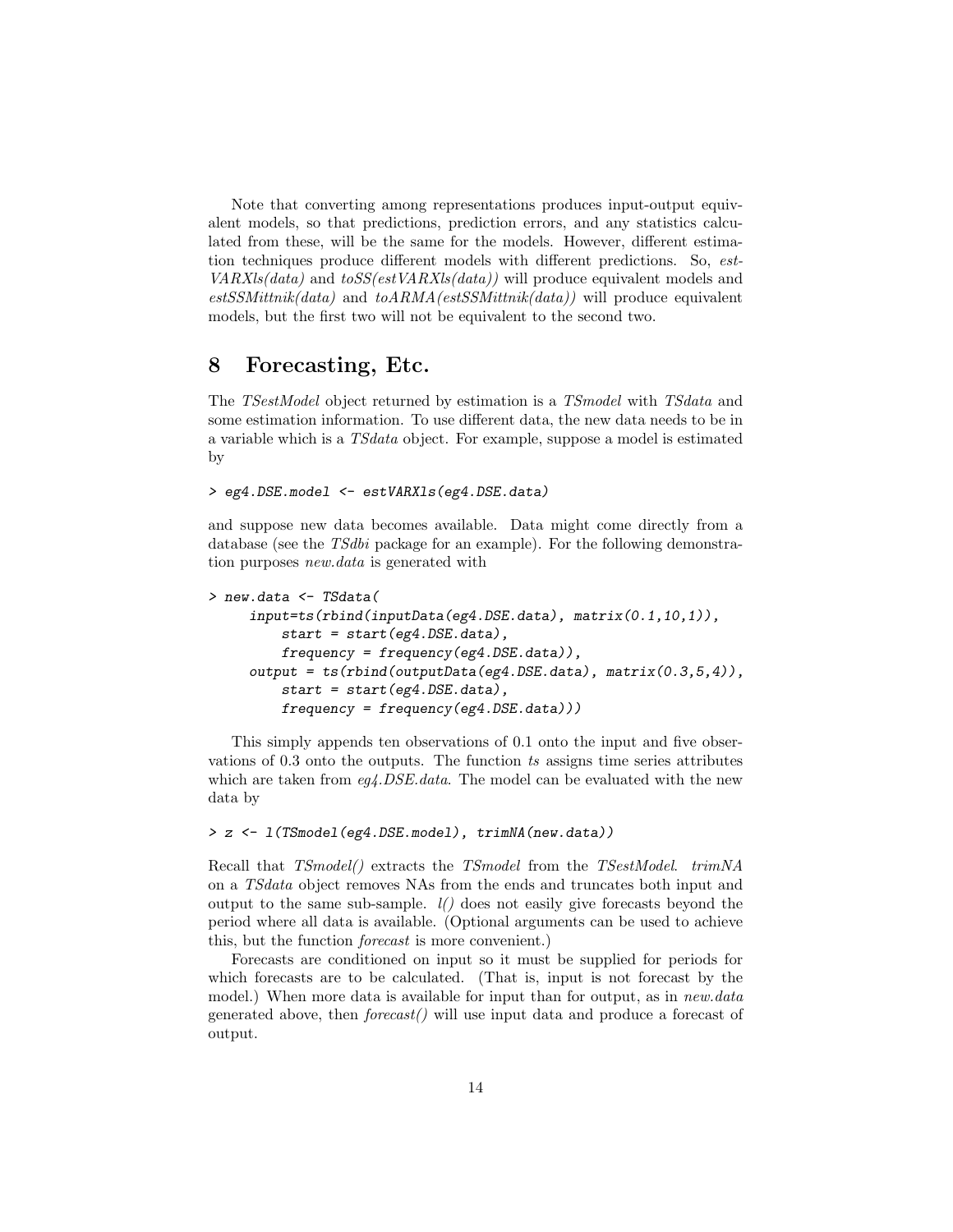Note that converting among representations produces input-output equivalent models, so that predictions, prediction errors, and any statistics calculated from these, will be the same for the models. However, different estimation techniques produce different models with different predictions. So, *estVARXls(data)* and *toSS(estVARXls(data))* will produce equivalent models and *estSSMittnik(data)* and *toARMA(estSSMittnik(data))* will produce equivalent models, but the first two will not be equivalent to the second two.

# 8 Forecasting, Etc.

The *TSestModel* object returned by estimation is a *TSmodel* with *TSdata* and some estimation information. To use different data, the new data needs to be in a variable which is a *TSdata* object. For example, suppose a model is estimated by

```
> eg4.DSE.model <- estVARXls(eg4.DSE.data)
```

and suppose new data becomes available. Data might come directly from a database (see the *TSdbi* package for an example). For the following demonstration purposes *new.data* is generated with

```
> new.data <- TSdata(
     input=ts(rbind(inputData(eg4.DSE.data), matrix(0.1,10,1)),
         start = start(eg4.DSE.data),
         frequency = frequency(eg4.DSE.data)),
     output = ts(rbind(outputData(eg4.DSE.data), matrix(0.3,5,4)),
         start = start(eg4.DSE.data),
         frequency = frequency(eg4.DSE.data)))
```

This simply appends ten observations of 0.1 onto the input and five observations of 0.3 onto the outputs. The function *ts* assigns time series attributes which are taken from *eg4.DSE.data*. The model can be evaluated with the new data by

```
> z <- l(TSmodel(eg4.DSE.model), trimNA(new.data))
```

Recall that *TSmodel()* extracts the *TSmodel* from the *TSestModel*. *trimNA* on a *TSdata* object removes NAs from the ends and truncates both input and output to the same sub-sample. *l()* does not easily give forecasts beyond the period where all data is available. (Optional arguments can be used to achieve this, but the function *forecast* is more convenient.)

Forecasts are conditioned on input so it must be supplied for periods for which forecasts are to be calculated. (That is, input is not forecast by the model.) When more data is available for input than for output, as in *new.data* generated above, then *forecast()* will use input data and produce a forecast of output.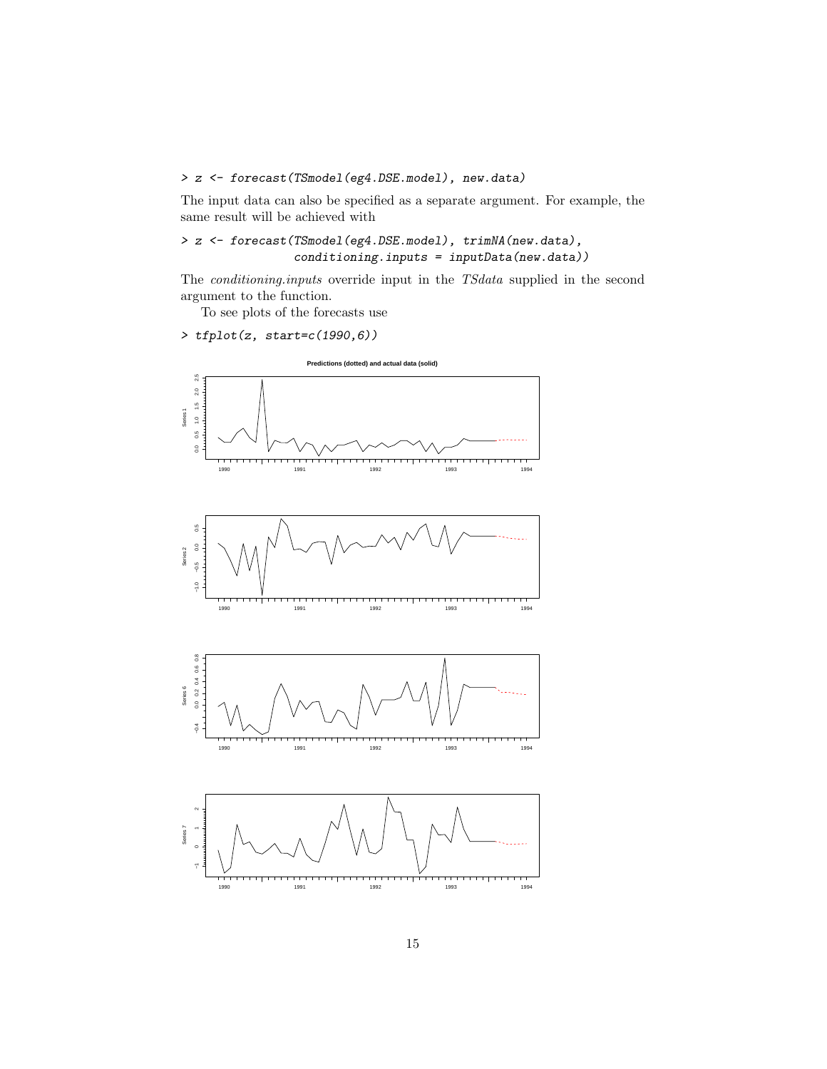```
> z <- forecast(TSmodel(eg4.DSE.model), new.data)
```

The input data can also be specified as a separate argument. For example, the same result will be achieved with

```
> z <- forecast(TSmodel(eg4.DSE.model), trimNA(new.data),
                conditioning.inputs = inputData(new.data))
```

The *conditioning.inputs* override input in the *TSdata* supplied in the second argument to the function.

To see plots of the forecasts use

```
> tfplot(z, start=c(1990,6))
```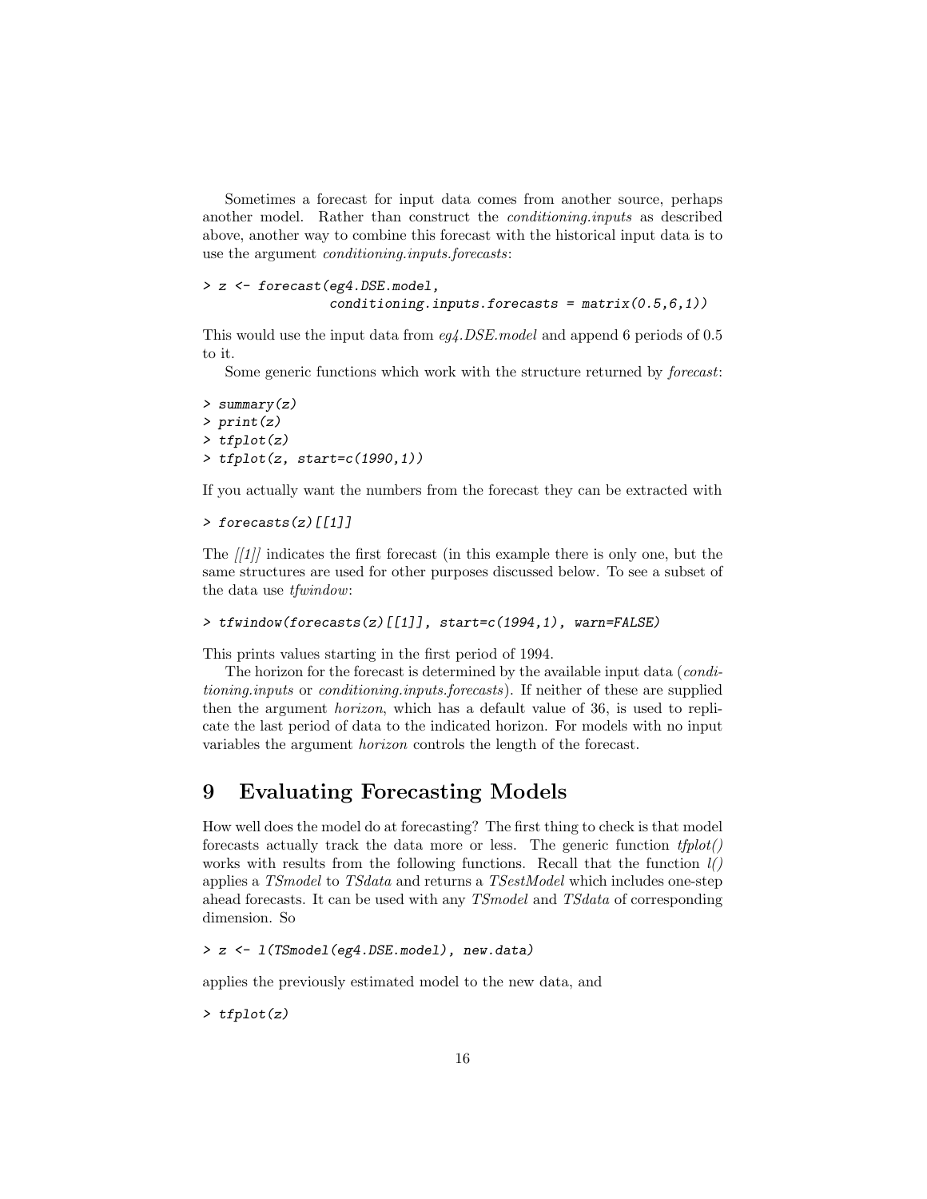Sometimes a forecast for input data comes from another source, perhaps another model. Rather than construct the *conditioning.inputs* as described above, another way to combine this forecast with the historical input data is to use the argument *conditioning.inputs.forecasts*:

```
> z <- forecast(eg4.DSE.model,
                conditioning.inputs.forecasts = matrix(0.5,6,1))
```

This would use the input data from *eg4.DSE.model* and append 6 periods of 0.5 to it.

Some generic functions which work with the structure returned by *forecast*:

```
> summary(z)
> print(z)
> tfplot(z)
> tfplot(z, start=c(1990,1))
```

If you actually want the numbers from the forecast they can be extracted with

```
> forecasts(z)[[1]]
```

The *[[1]]* indicates the first forecast (in this example there is only one, but the same structures are used for other purposes discussed below. To see a subset of the data use *tfwindow*:

```
> tfwindow(forecasts(z)[[1]], start=c(1994,1), warn=FALSE)
```

This prints values starting in the first period of 1994.

The horizon for the forecast is determined by the available input data (*conditioning.inputs* or *conditioning.inputs.forecasts*). If neither of these are supplied then the argument *horizon*, which has a default value of 36, is used to replicate the last period of data to the indicated horizon. For models with no input variables the argument *horizon* controls the length of the forecast.

# 9 Evaluating Forecasting Models

How well does the model do at forecasting? The first thing to check is that model forecasts actually track the data more or less. The generic function *tfplot()* works with results from the following functions. Recall that the function *l()* applies a *TSmodel* to *TSdata* and returns a *TSestModel* which includes one-step ahead forecasts. It can be used with any *TSmodel* and *TSdata* of corresponding dimension. So

```
> z <- l(TSmodel(eg4.DSE.model), new.data)
```

applies the previously estimated model to the new data, and

```
> tfplot(z)
```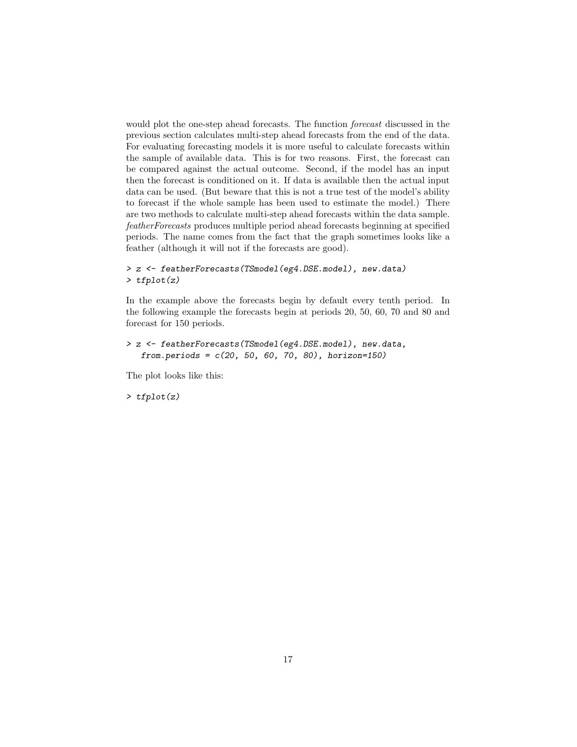would plot the one-step ahead forecasts. The function *forecast* discussed in the previous section calculates multi-step ahead forecasts from the end of the data. For evaluating forecasting models it is more useful to calculate forecasts within the sample of available data. This is for two reasons. First, the forecast can be compared against the actual outcome. Second, if the model has an input then the forecast is conditioned on it. If data is available then the actual input data can be used. (But beware that this is not a true test of the model's ability to forecast if the whole sample has been used to estimate the model.) There are two methods to calculate multi-step ahead forecasts within the data sample. *featherForecasts* produces multiple period ahead forecasts beginning at specified periods. The name comes from the fact that the graph sometimes looks like a feather (although it will not if the forecasts are good).

```
> z <- featherForecasts(TSmodel(eg4.DSE.model), new.data)
> tfplot(z)
```

In the example above the forecasts begin by default every tenth period. In the following example the forecasts begin at periods 20, 50, 60, 70 and 80 and forecast for 150 periods.

```
> z <- featherForecasts(TSmodel(eg4.DSE.model), new.data,
   from.periods = c(20, 50, 60, 70, 80), horizon=150)
```

The plot looks like this:

```
> tfplot(z)
```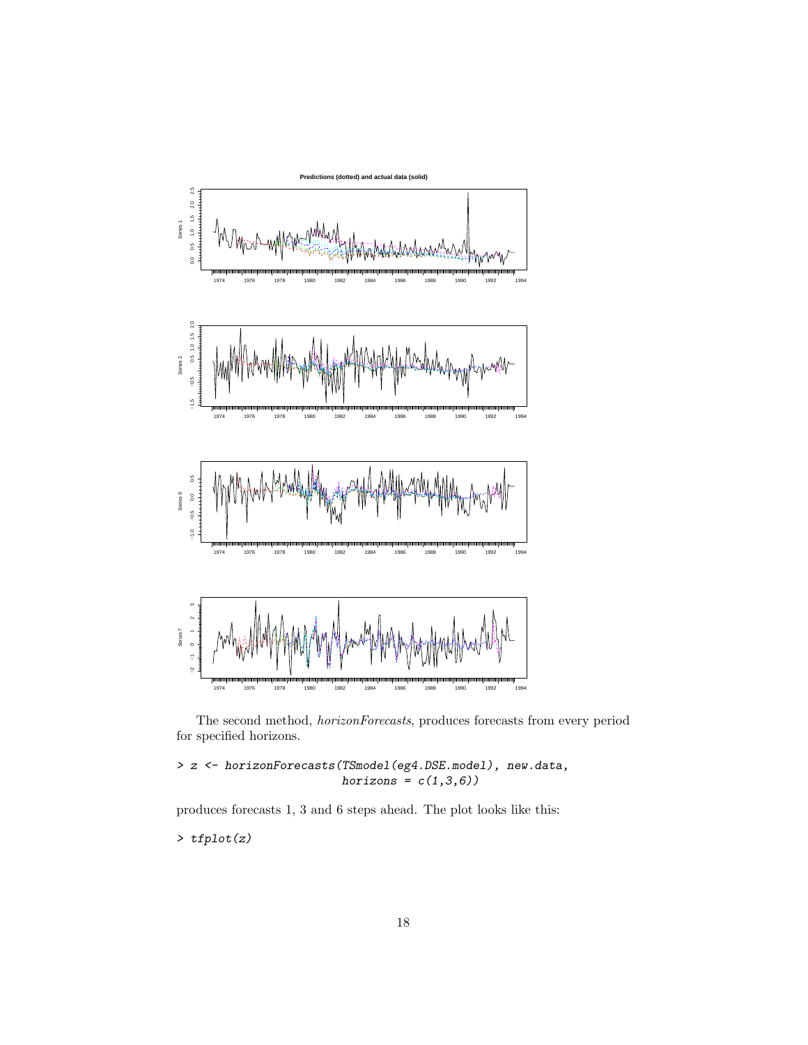The second method, *horizonForecasts*, produces forecasts from every period for specified horizons.

```
> z <- horizonForecasts(TSmodel(eg4.DSE.model), new.data,
                        horizons = c(1,3,6))
```

produces forecasts 1, 3 and 6 steps ahead. The plot looks like this:

```
> tfplot(z)
```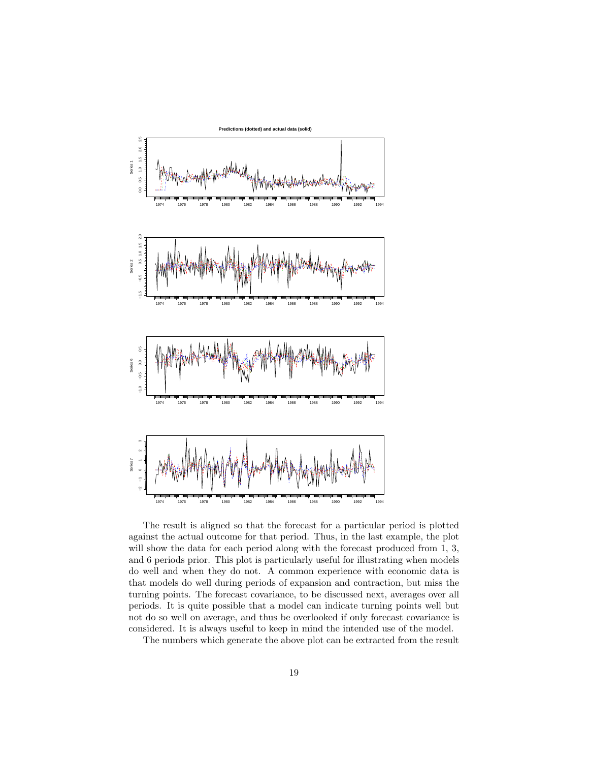The result is aligned so that the forecast for a particular period is plotted against the actual outcome for that period. Thus, in the last example, the plot will show the data for each period along with the forecast produced from 1, 3, and 6 periods prior. This plot is particularly useful for illustrating when models do well and when they do not. A common experience with economic data is that models do well during periods of expansion and contraction, but miss the turning points. The forecast covariance, to be discussed next, averages over all periods. It is quite possible that a model can indicate turning points well but not do so well on average, and thus be overlooked if only forecast covariance is considered. It is always useful to keep in mind the intended use of the model.

The numbers which generate the above plot can be extracted from the result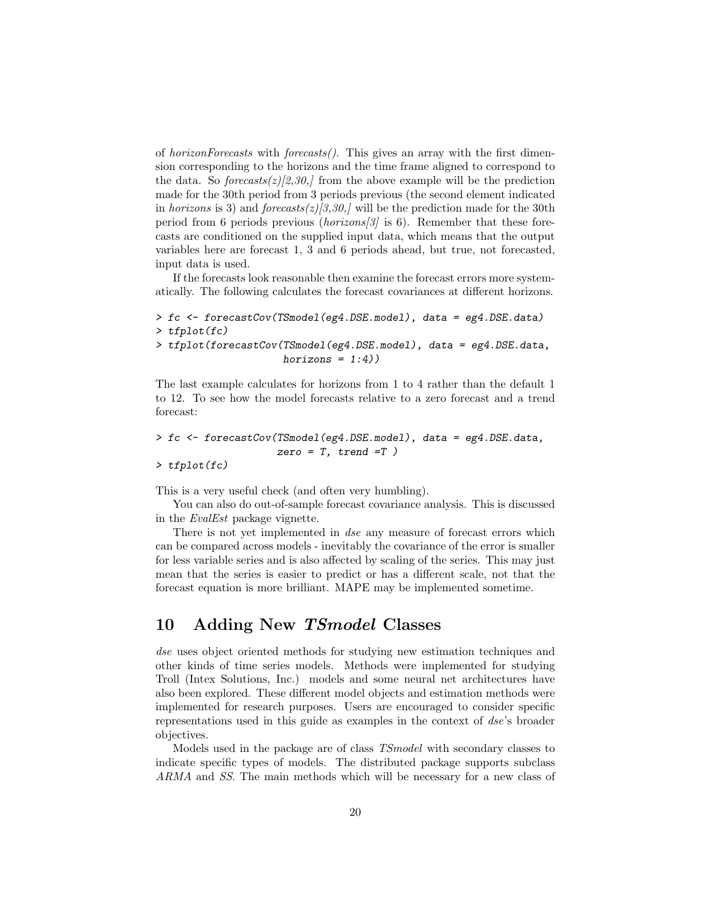of *horizonForecasts* with *forecasts()*. This gives an array with the first dimension corresponding to the horizons and the time frame aligned to correspond to the data. So *forecasts(z)[2,30,]* from the above example will be the prediction made for the 30th period from 3 periods previous (the second element indicated in *horizons* is 3) and *forecasts(z)[3,30,]* will be the prediction made for the 30th period from 6 periods previous (*horizons[3]* is 6). Remember that these forecasts are conditioned on the supplied input data, which means that the output variables here are forecast 1, 3 and 6 periods ahead, but true, not forecasted, input data is used.

If the forecasts look reasonable then examine the forecast errors more systematically. The following calculates the forecast covariances at different horizons.

```
> fc <- forecastCov(TSmodel(eg4.DSE.model), data = eg4.DSE.data)
> tfplot(fc)
> tfplot(forecastCov(TSmodel(eg4.DSE.model), data = eg4.DSE.data,
                     horizons = 1:4))
```

The last example calculates for horizons from 1 to 4 rather than the default 1 to 12. To see how the model forecasts relative to a zero forecast and a trend forecast:

```
> fc <- forecastCov(TSmodel(eg4.DSE.model), data = eg4.DSE.data,
                    zero = T, trend =T )
> tfplot(fc)
```

This is a very useful check (and often very humbling).

You can also do out-of-sample forecast covariance analysis. This is discussed in the *EvalEst* package vignette.

There is not yet implemented in *dse* any measure of forecast errors which can be compared across models - inevitably the covariance of the error is smaller for less variable series and is also affected by scaling of the series. This may just mean that the series is easier to predict or has a different scale, not that the forecast equation is more brilliant. MAPE may be implemented sometime.

## 10 Adding New *TSmodel* Classes

*dse* uses object oriented methods for studying new estimation techniques and other kinds of time series models. Methods were implemented for studying Troll (Intex Solutions, Inc.) models and some neural net architectures have also been explored. These different model objects and estimation methods were implemented for research purposes. Users are encouraged to consider specific representations used in this guide as examples in the context of *dse*'s broader objectives.

Models used in the package are of class *TSmodel* with secondary classes to indicate specific types of models. The distributed package supports subclass *ARMA* and *SS*. The main methods which will be necessary for a new class of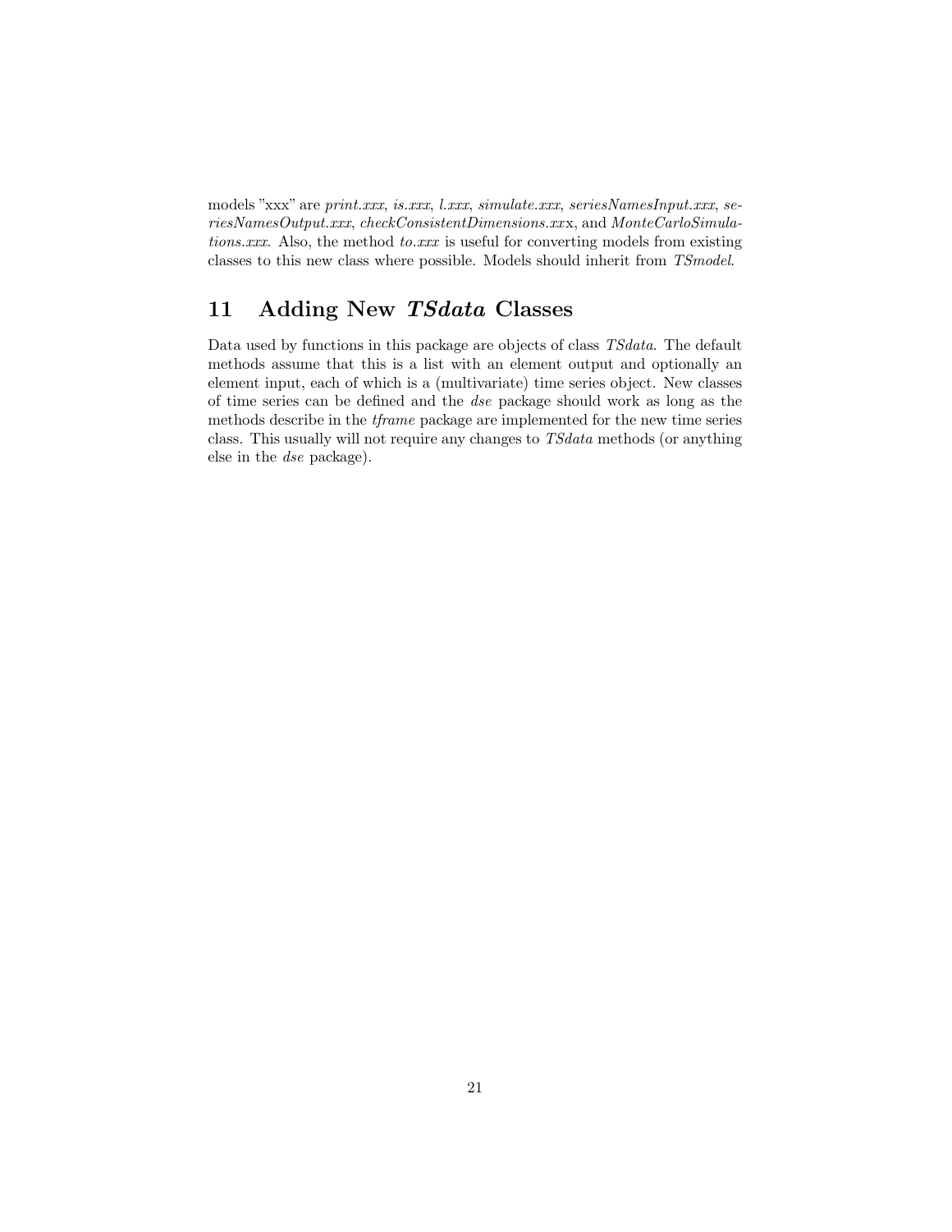models "xxx" are *print.xxx*, *is.xxx*, *l.xxx*, *simulate.xxx*, *seriesNamesInput.xxx*, *seriesNamesOutput.xxx*, *checkConsistentDimensions.xx*x, and *MonteCarloSimulations.xxx*. Also, the method *to.xxx* is useful for converting models from existing classes to this new class where possible. Models should inherit from *TSmodel*.

## 11 Adding New ***TSdata*** Classes

Data used by functions in this package are objects of class *TSdata*. The default methods assume that this is a list with an element output and optionally an element input, each of which is a (multivariate) time series object. New classes of time series can be defined and the *dse* package should work as long as the methods describe in the *tframe* package are implemented for the new time series class. This usually will not require any changes to *TSdata* methods (or anything else in the *dse* package).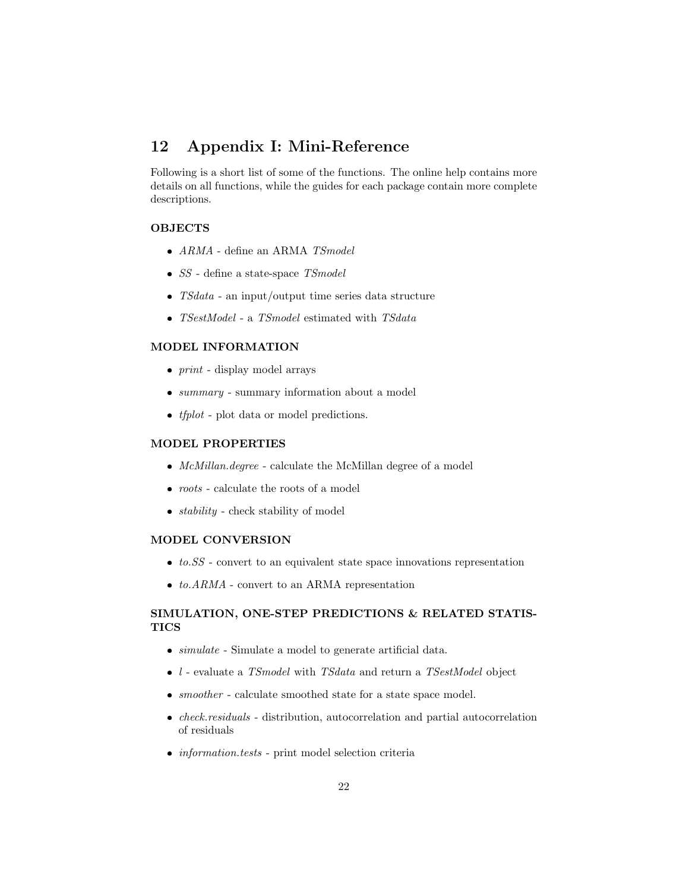## 12 Appendix I: Mini-Reference

Following is a short list of some of the functions. The online help contains more details on all functions, while the guides for each package contain more complete descriptions.

### OBJECTS

- *ARMA* - define an ARMA *TSmodel*
- *SS* - define a state-space *TSmodel*
- *TSdata* - an input/output time series data structure
- *TSestModel* - a *TSmodel* estimated with *TSdata*

### MODEL INFORMATION

- *print* - display model arrays
- *summary* - summary information about a model
- *tfplot* - plot data or model predictions.

### MODEL PROPERTIES

- *McMillan.degree* - calculate the McMillan degree of a model
- *roots* - calculate the roots of a model
- *stability* - check stability of model

### MODEL CONVERSION

- *to.SS* - convert to an equivalent state space innovations representation
- *to.ARMA* - convert to an ARMA representation

### SIMULATION, ONE-STEP PREDICTIONS & RELATED STATISTICS

- *simulate* - Simulate a model to generate artificial data.
- *l* - evaluate a *TSmodel* with *TSdata* and return a *TSestModel* object
- *smoother* - calculate smoothed state for a state space model.
- *check.residuals* - distribution, autocorrelation and partial autocorrelation of residuals
- *information.tests* - print model selection criteria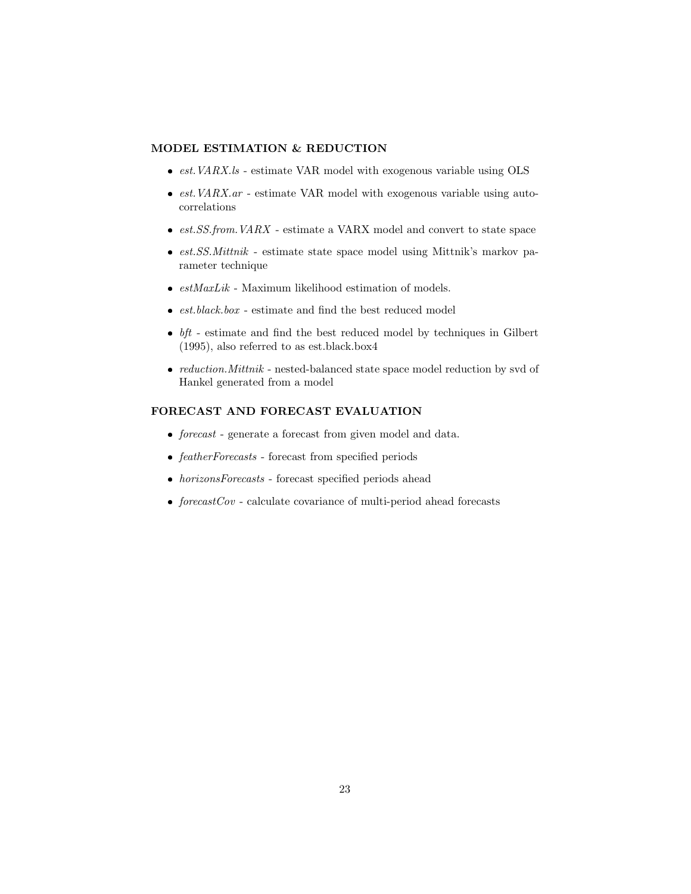### MODEL ESTIMATION & REDUCTION

- *est.VARX.ls* - estimate VAR model with exogenous variable using OLS
- *est.VARX.ar* - estimate VAR model with exogenous variable using autocorrelations
- *est.SS.from.VARX* - estimate a VARX model and convert to state space
- *est.SS.Mittnik* - estimate state space model using Mittnik's markov parameter technique
- *estMaxLik* - Maximum likelihood estimation of models.
- *est.black.box* - estimate and find the best reduced model
- *bft* - estimate and find the best reduced model by techniques in Gilbert (1995), also referred to as est.black.box4
- *reduction.Mittnik* - nested-balanced state space model reduction by svd of Hankel generated from a model

### FORECAST AND FORECAST EVALUATION

- *forecast* - generate a forecast from given model and data.
- *featherForecasts* - forecast from specified periods
- *horizonsForecasts* - forecast specified periods ahead
- *forecastCov* - calculate covariance of multi-period ahead forecasts